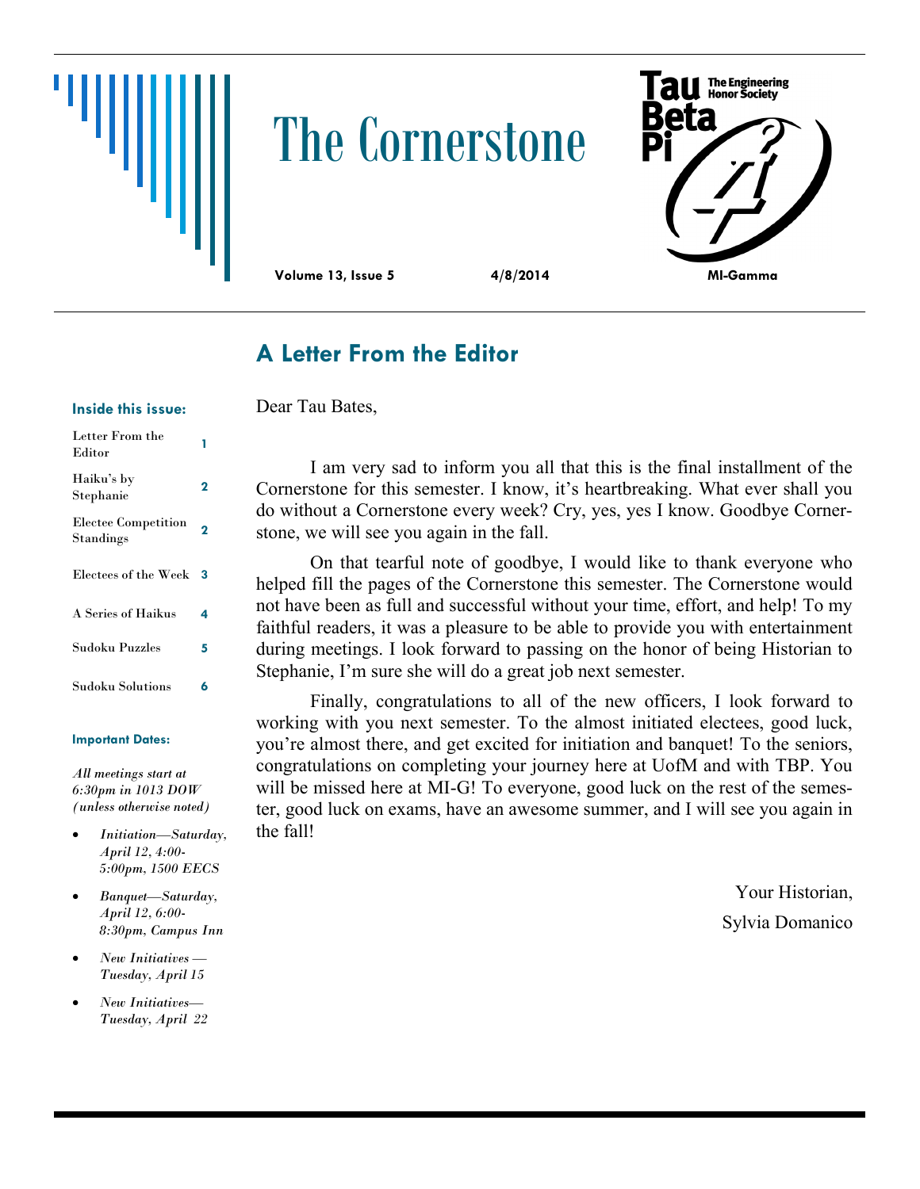# The Cornerstone

Tau Beta Pi — The Engineering Honor Society

Volume 13, Issue 5 | 4/8/2014 | MI-Gamma

**Inside this issue:**

| | |
|---|---|
| Letter From the Editor | 1 |
| Haiku's by Stephanie | 2 |
| Electee Competition Standings | 2 |
| Electees of the Week | 3 |
| A Series of Haikus | 4 |
| Sudoku Puzzles | 5 |
| Sudoku Solutions | 6 |

**Important Dates:**

*All meetings start at 6:30pm in 1013 DOW (unless otherwise noted)*

- *Initiation—Saturday, April 12, 4:00-5:00pm, 1500 EECS*
- *Banquet—Saturday, April 12, 6:00-8:30pm, Campus Inn*
- *New Initiatives — Tuesday, April 15*
- *New Initiatives— Tuesday, April 22*

## A Letter From the Editor

Dear Tau Bates,

I am very sad to inform you all that this is the final installment of the Cornerstone for this semester. I know, it's heartbreaking. What ever shall you do without a Cornerstone every week? Cry, yes, yes I know. Goodbye Cornerstone, we will see you again in the fall.

On that tearful note of goodbye, I would like to thank everyone who helped fill the pages of the Cornerstone this semester. The Cornerstone would not have been as full and successful without your time, effort, and help! To my faithful readers, it was a pleasure to be able to provide you with entertainment during meetings. I look forward to passing on the honor of being Historian to Stephanie, I'm sure she will do a great job next semester.

Finally, congratulations to all of the new officers, I look forward to working with you next semester. To the almost initiated electees, good luck, you're almost there, and get excited for initiation and banquet! To the seniors, congratulations on completing your journey here at UofM and with TBP. You will be missed here at MI-G! To everyone, good luck on the rest of the semester, good luck on exams, have an awesome summer, and I will see you again in the fall!

Your Historian,

Sylvia Domanico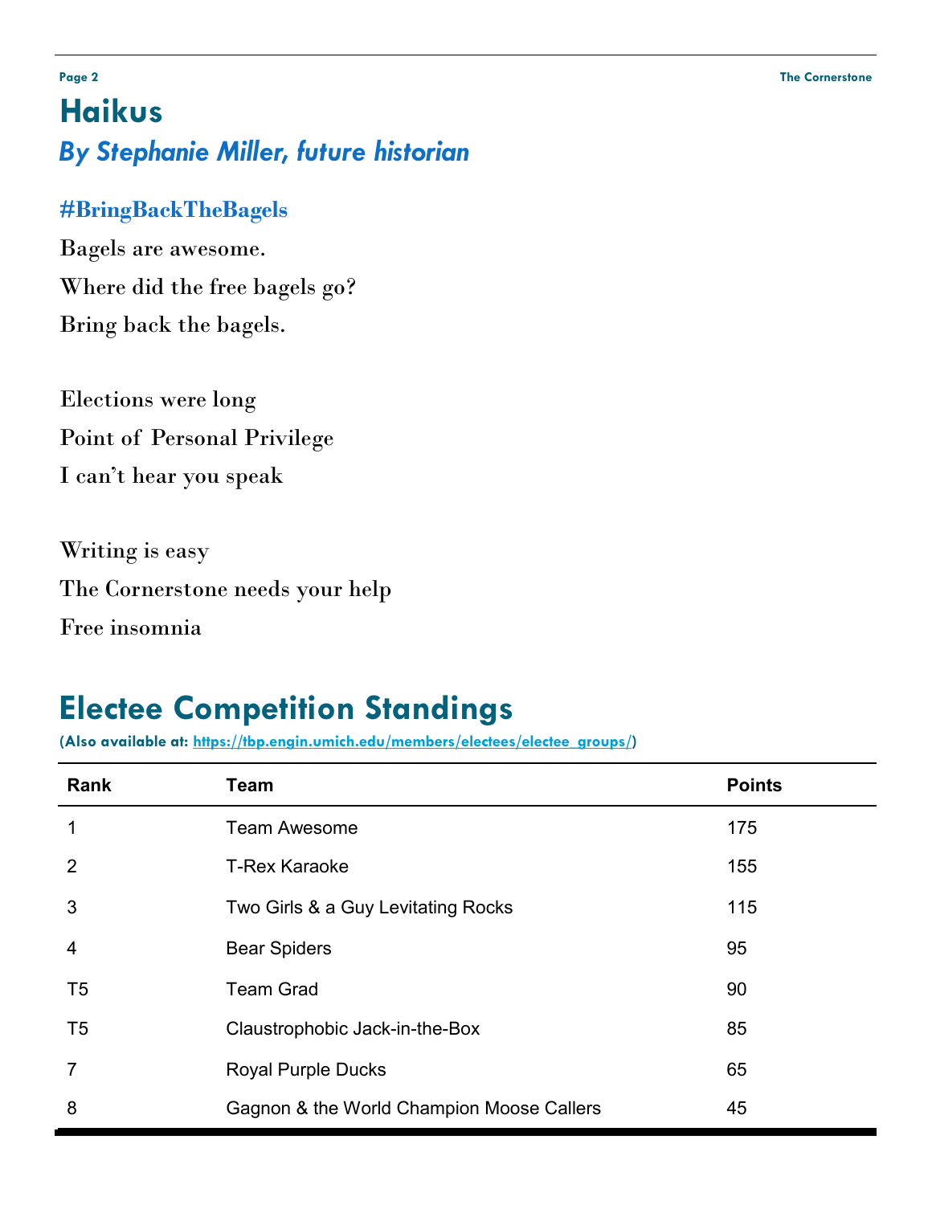# Haikus

## *By Stephanie Miller, future historian*

### #BringBackTheBagels

Bagels are awesome.

Where did the free bagels go?

Bring back the bagels.

Elections were long

Point of Personal Privilege

I can't hear you speak

Writing is easy

The Cornerstone needs your help

Free insomnia

# Electee Competition Standings

**(Also available at: https://tbp.engin.umich.edu/members/electees/electee_groups/)**

| Rank | Team | Points |
|---|---|---|
| 1 | Team Awesome | 175 |
| 2 | T-Rex Karaoke | 155 |
| 3 | Two Girls & a Guy Levitating Rocks | 115 |
| 4 | Bear Spiders | 95 |
| T5 | Team Grad | 90 |
| T5 | Claustrophobic Jack-in-the-Box | 85 |
| 7 | Royal Purple Ducks | 65 |
| 8 | Gagnon & the World Champion Moose Callers | 45 |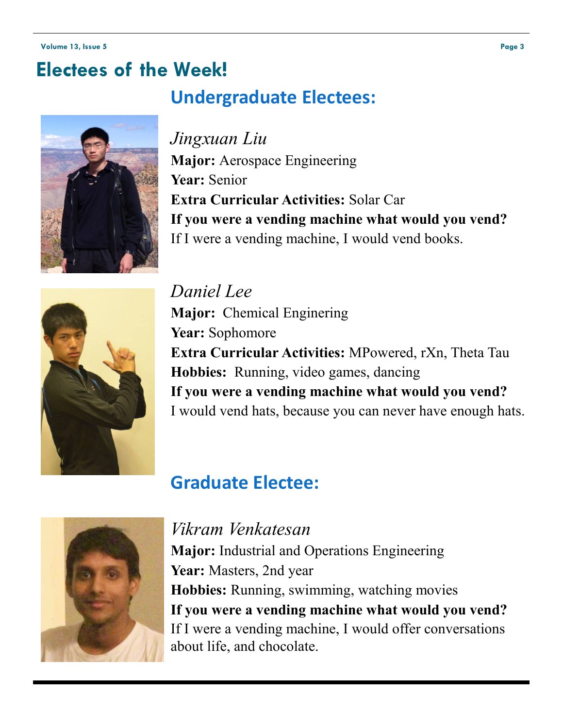# Electees of the Week!

## Undergraduate Electees:

*Jingxuan Liu*

**Major:** Aerospace Engineering

**Year:** Senior

**Extra Curricular Activities:** Solar Car

**If you were a vending machine what would you vend?**

If I were a vending machine, I would vend books.

*Daniel Lee*

**Major:** Chemical Enginering

**Year:** Sophomore

**Extra Curricular Activities:** MPowered, rXn, Theta Tau

**Hobbies:** Running, video games, dancing

**If you were a vending machine what would you vend?**

I would vend hats, because you can never have enough hats.

## Graduate Electee:

*Vikram Venkatesan*

**Major:** Industrial and Operations Engineering

**Year:** Masters, 2nd year

**Hobbies:** Running, swimming, watching movies

**If you were a vending machine what would you vend?**

If I were a vending machine, I would offer conversations about life, and chocolate.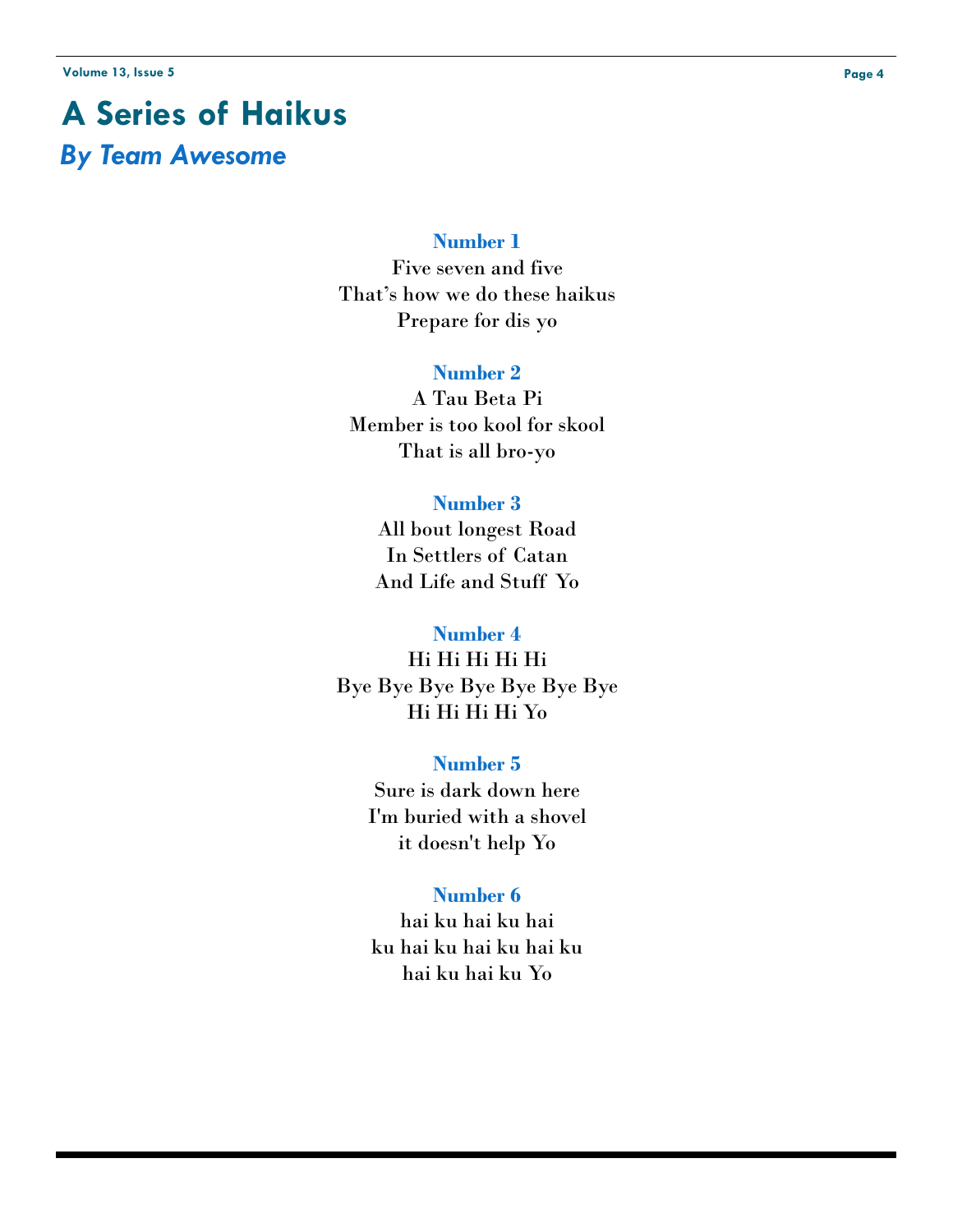# A Series of Haikus

## *By Team Awesome*

**Number 1**

Five seven and five  
That's how we do these haikus  
Prepare for dis yo

**Number 2**

A Tau Beta Pi  
Member is too kool for skool  
That is all bro-yo

**Number 3**

All bout longest Road  
In Settlers of Catan  
And Life and Stuff Yo

**Number 4**

Hi Hi Hi Hi Hi  
Bye Bye Bye Bye Bye Bye Bye  
Hi Hi Hi Hi Yo

**Number 5**

Sure is dark down here  
I'm buried with a shovel  
it doesn't help Yo

**Number 6**

hai ku hai ku hai  
ku hai ku hai ku hai ku  
hai ku hai ku Yo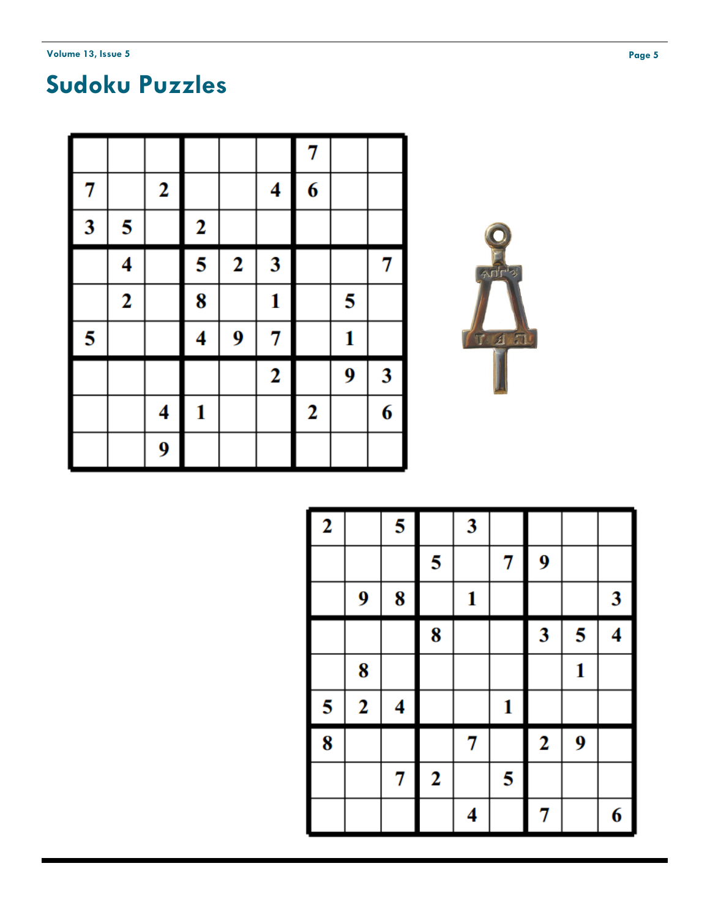# Sudoku Puzzles

| | | | | | | | | |
|---|---|---|---|---|---|---|---|---|
| | | | | | | 7 | | |
| 7 | | 2 | | | 4 | 6 | | |
| 3 | 5 | | 2 | | | | | |
| | 4 | | 5 | 2 | 3 | | | 7 |
| | 2 | | 8 | | 1 | | 5 | |
| 5 | | | 4 | 9 | 7 | | 1 | |
| | | | | | 2 | | 9 | 3 |
| | | 4 | 1 | | | 2 | | 6 |
| | | 9 | | | | | | |

| | | | | | | | | |
|---|---|---|---|---|---|---|---|---|
| 2 | | 5 | | 3 | | | | |
| | | | 5 | | 7 | 9 | | |
| | 9 | 8 | | 1 | | | | 3 |
| | | | 8 | | | 3 | 5 | 4 |
| | 8 | | | | | | 1 | |
| 5 | 2 | 4 | | | 1 | | | |
| 8 | | | | 7 | | 2 | 9 | |
| | | 7 | 2 | | 5 | | | |
| | | | | 4 | | 7 | | 6 |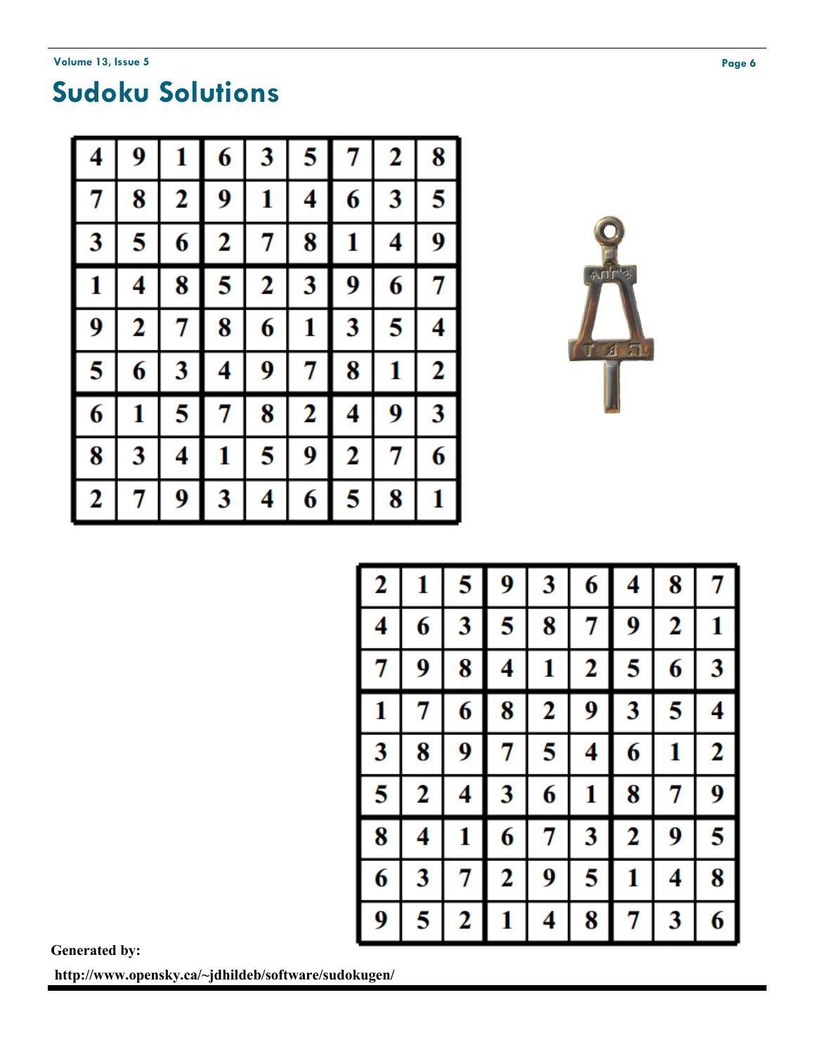# Sudoku Solutions

| | | | | | | | | |
|---|---|---|---|---|---|---|---|---|
| 4 | 9 | 1 | 6 | 3 | 5 | 7 | 2 | 8 |
| 7 | 8 | 2 | 9 | 1 | 4 | 6 | 3 | 5 |
| 3 | 5 | 6 | 2 | 7 | 8 | 1 | 4 | 9 |
| 1 | 4 | 8 | 5 | 2 | 3 | 9 | 6 | 7 |
| 9 | 2 | 7 | 8 | 6 | 1 | 3 | 5 | 4 |
| 5 | 6 | 3 | 4 | 9 | 7 | 8 | 1 | 2 |
| 6 | 1 | 5 | 7 | 8 | 2 | 4 | 9 | 3 |
| 8 | 3 | 4 | 1 | 5 | 9 | 2 | 7 | 6 |
| 2 | 7 | 9 | 3 | 4 | 6 | 5 | 8 | 1 |

| | | | | | | | | |
|---|---|---|---|---|---|---|---|---|
| 2 | 1 | 5 | 9 | 3 | 6 | 4 | 8 | 7 |
| 4 | 6 | 3 | 5 | 8 | 7 | 9 | 2 | 1 |
| 7 | 9 | 8 | 4 | 1 | 2 | 5 | 6 | 3 |
| 1 | 7 | 6 | 8 | 2 | 9 | 3 | 5 | 4 |
| 3 | 8 | 9 | 7 | 5 | 4 | 6 | 1 | 2 |
| 5 | 2 | 4 | 3 | 6 | 1 | 8 | 7 | 9 |
| 8 | 4 | 1 | 6 | 7 | 3 | 2 | 9 | 5 |
| 6 | 3 | 7 | 2 | 9 | 5 | 1 | 4 | 8 |
| 9 | 5 | 2 | 1 | 4 | 8 | 7 | 3 | 6 |

**Generated by:**

**http://www.opensky.ca/~jdhildeb/software/sudokugen/**